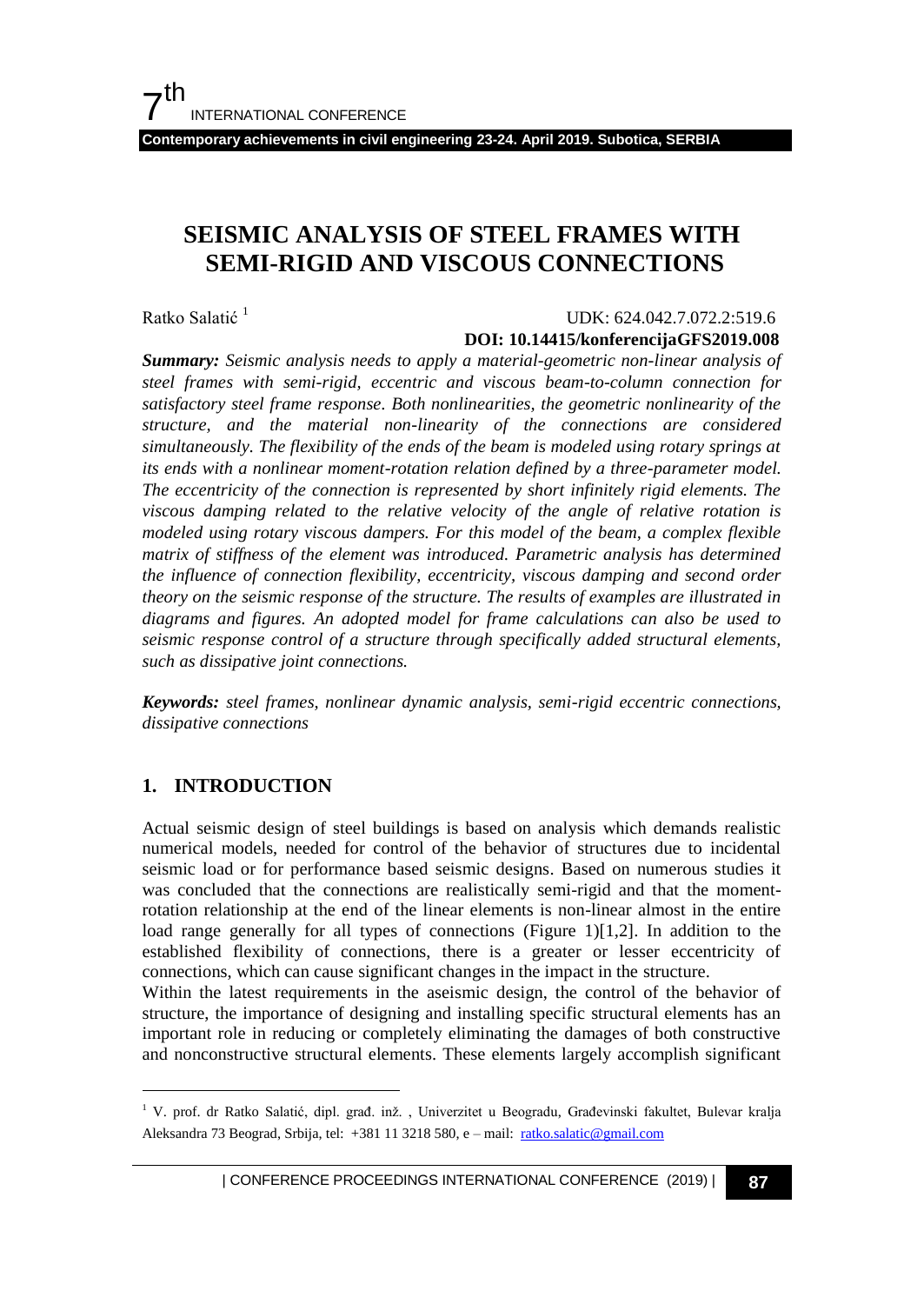# SEISMIC ANALYSIS OF STEEL FRAMES WITH SEMI-RIGID AND VISCOUS CONNECTIONS

Ratko Salatić [1]

UDK: 624.042.7.072.2:519.6

**DOI: 10.14415/konferencijaGFS2019.008**

***Summary:*** *Seismic analysis needs to apply a material-geometric non-linear analysis of steel frames with semi-rigid, eccentric and viscous beam-to-column connection for satisfactory steel frame response. Both nonlinearities, the geometric nonlinearity of the structure, and the material non-linearity of the connections are considered simultaneously. The flexibility of the ends of the beam is modeled using rotary springs at its ends with a nonlinear moment-rotation relation defined by a three-parameter model. The eccentricity of the connection is represented by short infinitely rigid elements. The viscous damping related to the relative velocity of the angle of relative rotation is modeled using rotary viscous dampers. For this model of the beam, a complex flexible matrix of stiffness of the element was introduced. Parametric analysis has determined the influence of connection flexibility, eccentricity, viscous damping and second order theory on the seismic response of the structure. The results of examples are illustrated in diagrams and figures. An adopted model for frame calculations can also be used to seismic response control of a structure through specifically added structural elements, such as dissipative joint connections.*

***Keywords:*** *steel frames, nonlinear dynamic analysis, semi-rigid eccentric connections, dissipative connections*

## 1. INTRODUCTION

Actual seismic design of steel buildings is based on analysis which demands realistic numerical models, needed for control of the behavior of structures due to incidental seismic load or for performance based seismic designs. Based on numerous studies it was concluded that the connections are realistically semi-rigid and that the moment-rotation relationship at the end of the linear elements is non-linear almost in the entire load range generally for all types of connections (Figure 1)[1,2]. In addition to the established flexibility of connections, there is a greater or lesser eccentricity of connections, which can cause significant changes in the impact in the structure.

Within the latest requirements in the aseismic design, the control of the behavior of structure, the importance of designing and installing specific structural elements has an important role in reducing or completely eliminating the damages of both constructive and nonconstructive structural elements. These elements largely accomplish significant

---

[1] V. prof. dr Ratko Salatić, dipl. građ. inž. , Univerzitet u Beogradu, Građevinski fakultet, Bulevar kralja Aleksandra 73 Beograd, Srbija, tel: +381 11 3218 580, e – mail: ratko.salatic@gmail.com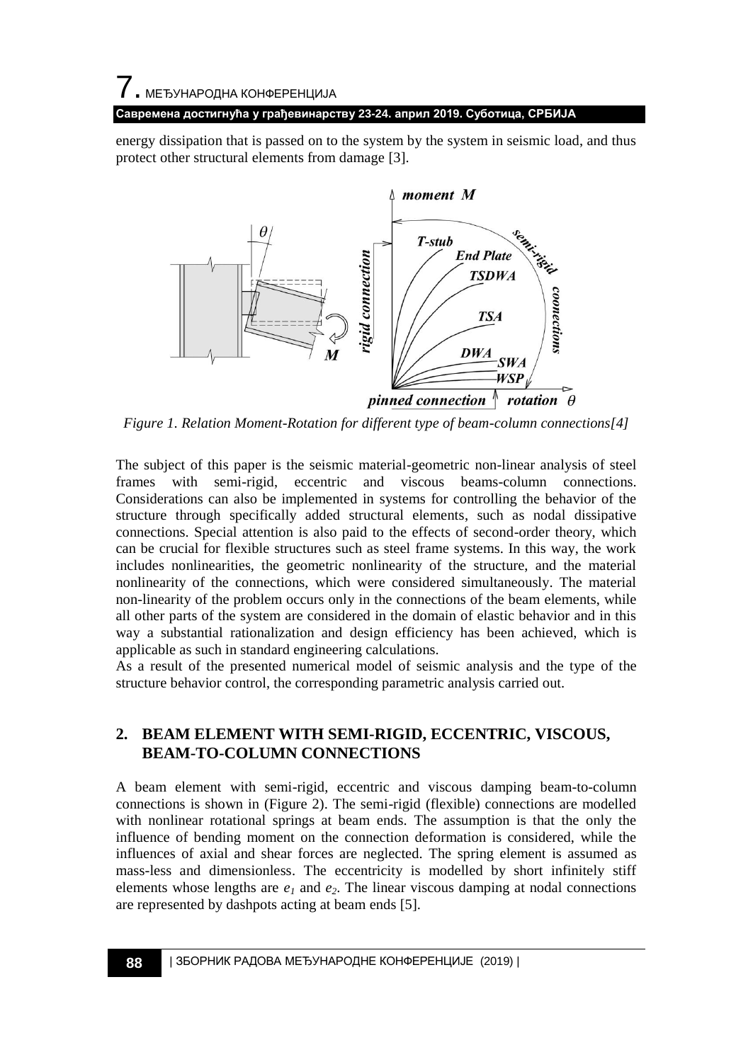energy dissipation that is passed on to the system by the system in seismic load, and thus protect other structural elements from damage [3].

*Figure 1. Relation Moment-Rotation for different type of beam-column connections[4]*

The subject of this paper is the seismic material-geometric non-linear analysis of steel frames with semi-rigid, eccentric and viscous beams-column connections. Considerations can also be implemented in systems for controlling the behavior of the structure through specifically added structural elements, such as nodal dissipative connections. Special attention is also paid to the effects of second-order theory, which can be crucial for flexible structures such as steel frame systems. In this way, the work includes nonlinearities, the geometric nonlinearity of the structure, and the material nonlinearity of the connections, which were considered simultaneously. The material non-linearity of the problem occurs only in the connections of the beam elements, while all other parts of the system are considered in the domain of elastic behavior and in this way a substantial rationalization and design efficiency has been achieved, which is applicable as such in standard engineering calculations.
As a result of the presented numerical model of seismic analysis and the type of the structure behavior control, the corresponding parametric analysis carried out.

## 2. BEAM ELEMENT WITH SEMI-RIGID, ECCENTRIC, VISCOUS, BEAM-TO-COLUMN CONNECTIONS

A beam element with semi-rigid, eccentric and viscous damping beam-to-column connections is shown in (Figure 2). The semi-rigid (flexible) connections are modelled with nonlinear rotational springs at beam ends. The assumption is that the only the influence of bending moment on the connection deformation is considered, while the influences of axial and shear forces are neglected. The spring element is assumed as mass-less and dimensionless. The eccentricity is modelled by short infinitely stiff elements whose lengths are $e_1$ and $e_2$. The linear viscous damping at nodal connections are represented by dashpots acting at beam ends [5].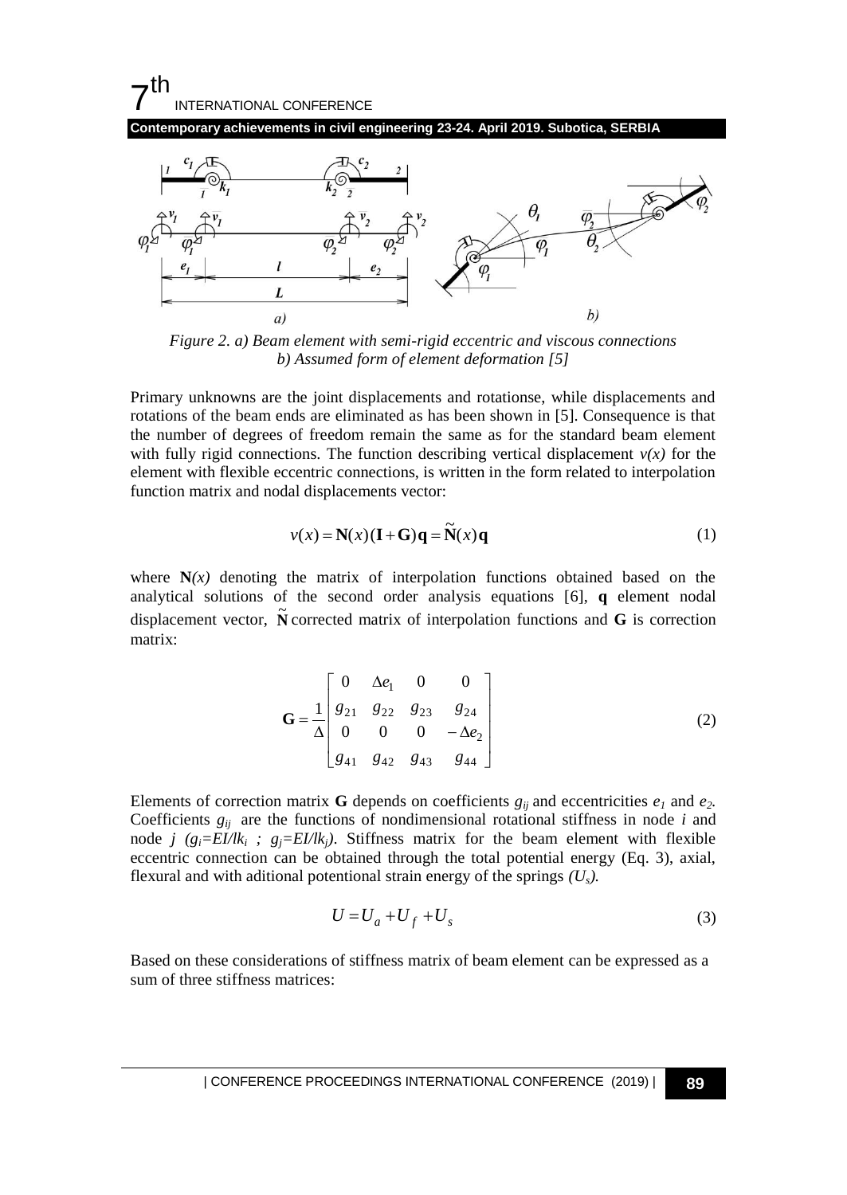*Figure 2. a) Beam element with semi-rigid eccentric and viscous connections b) Assumed form of element deformation [5]*

Primary unknowns are the joint displacements and rotationse, while displacements and rotations of the beam ends are eliminated as has been shown in [5]. Consequence is that the number of degrees of freedom remain the same as for the standard beam element with fully rigid connections. The function describing vertical displacement $v(x)$ for the element with flexible eccentric connections, is written in the form related to interpolation function matrix and nodal displacements vector:

$$v(x) = \mathbf{N}(x)(\mathbf{I} + \mathbf{G})\mathbf{q} = \tilde{\mathbf{N}}(x)\mathbf{q} \tag{1}$$

where $\mathbf{N}(x)$ denoting the matrix of interpolation functions obtained based on the analytical solutions of the second order analysis equations [6], $\mathbf{q}$ element nodal displacement vector, $\tilde{\mathbf{N}}$ corrected matrix of interpolation functions and $\mathbf{G}$ is correction matrix:

$$\mathbf{G} = \frac{1}{\Delta}\begin{bmatrix} 0 & \Delta e_1 & 0 & 0 \\ g_{21} & g_{22} & g_{23} & g_{24} \\ 0 & 0 & 0 & -\Delta e_2 \\ g_{41} & g_{42} & g_{43} & g_{44} \end{bmatrix} \tag{2}$$

Elements of correction matrix $\mathbf{G}$ depends on coefficients $g_{ij}$ and eccentricities $e_1$ and $e_2$. Coefficients $g_{ij}$ are the functions of nondimensional rotational stiffness in node $i$ and node $j$ ($g_i=EI/lk_i$ ; $g_j=EI/lk_j$). Stiffness matrix for the beam element with flexible eccentric connection can be obtained through the total potential energy (Eq. 3), axial, flexural and with aditional potentional strain energy of the springs ($U_s$).

$$U = U_a + U_f + U_s \tag{3}$$

Based on these considerations of stiffness matrix of beam element can be expressed as a sum of three stiffness matrices: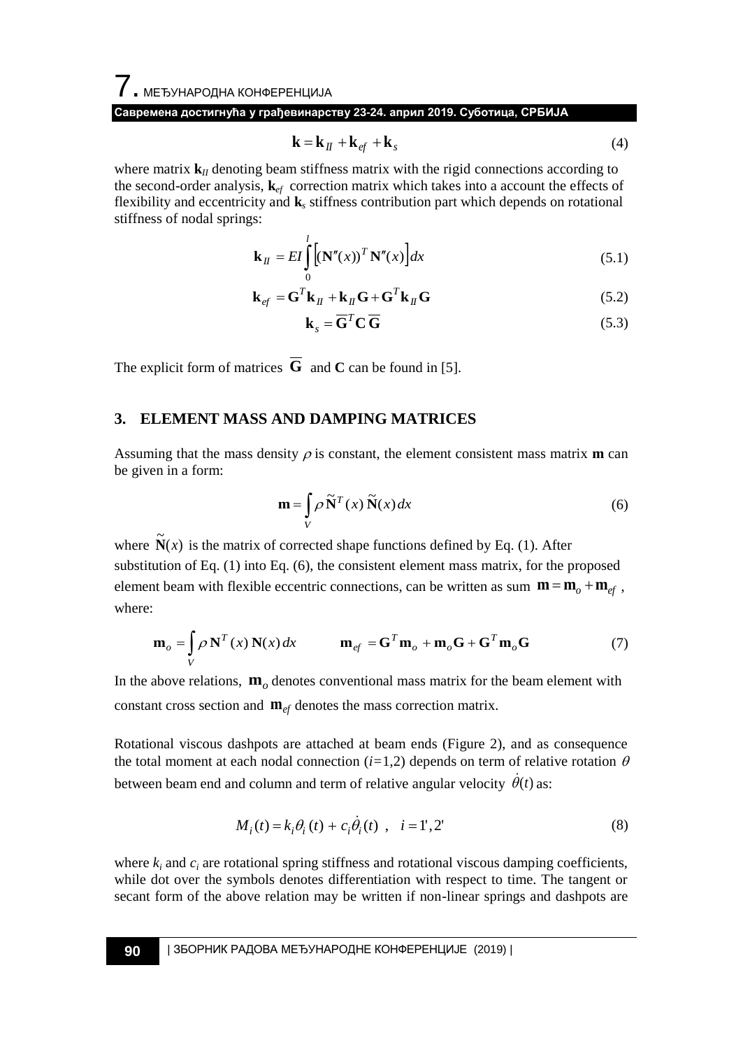$$\mathbf{k} = \mathbf{k}_{II} + \mathbf{k}_{ef} + \mathbf{k}_s \tag{4}$$

where matrix $\mathbf{k}_{II}$ denoting beam stiffness matrix with the rigid connections according to the second-order analysis, $\mathbf{k}_{ef}$ correction matrix which takes into a account the effects of flexibility and eccentricity and $\mathbf{k}_s$ stiffness contribution part which depends on rotational stiffness of nodal springs:

$$\mathbf{k}_{II} = EI \int_0^l \left[ (\mathbf{N}''(x))^T \mathbf{N}''(x) \right] dx \tag{5.1}$$

$$\mathbf{k}_{ef} = \mathbf{G}^T \mathbf{k}_{II} + \mathbf{k}_{II} \mathbf{G} + \mathbf{G}^T \mathbf{k}_{II} \mathbf{G} \tag{5.2}$$

$$\mathbf{k}_s = \overline{\mathbf{G}}^T \mathbf{C} \, \overline{\mathbf{G}} \tag{5.3}$$

The explicit form of matrices $\overline{\mathbf{G}}$ and $\mathbf{C}$ can be found in [5].

## 3. ELEMENT MASS AND DAMPING MATRICES

Assuming that the mass density $\rho$ is constant, the element consistent mass matrix $\mathbf{m}$ can be given in a form:

$$\mathbf{m} = \int_V \rho \, \tilde{\mathbf{N}}^T(x) \, \tilde{\mathbf{N}}(x) \, dx \tag{6}$$

where $\tilde{\mathbf{N}}(x)$ is the matrix of corrected shape functions defined by Eq. (1). After substitution of Eq. (1) into Eq. (6), the consistent element mass matrix, for the proposed element beam with flexible eccentric connections, can be written as sum $\mathbf{m} = \mathbf{m}_o + \mathbf{m}_{ef}$, where:

$$\mathbf{m}_o = \int_V \rho \, \mathbf{N}^T(x) \, \mathbf{N}(x) \, dx \qquad \mathbf{m}_{ef} = \mathbf{G}^T \mathbf{m}_o + \mathbf{m}_o \mathbf{G} + \mathbf{G}^T \mathbf{m}_o \mathbf{G} \tag{7}$$

In the above relations, $\mathbf{m}_o$ denotes conventional mass matrix for the beam element with constant cross section and $\mathbf{m}_{ef}$ denotes the mass correction matrix.

Rotational viscous dashpots are attached at beam ends (Figure 2), and as consequence the total moment at each nodal connection ($i$=1,2) depends on term of relative rotation $\theta$ between beam end and column and term of relative angular velocity $\dot{\theta}(t)$ as:

$$M_i(t) = k_i \theta_i(t) + c_i \dot{\theta}_i(t) \;, \quad i = 1', 2' \tag{8}$$

where $k_i$ and $c_i$ are rotational spring stiffness and rotational viscous damping coefficients, while dot over the symbols denotes differentiation with respect to time. The tangent or secant form of the above relation may be written if non-linear springs and dashpots are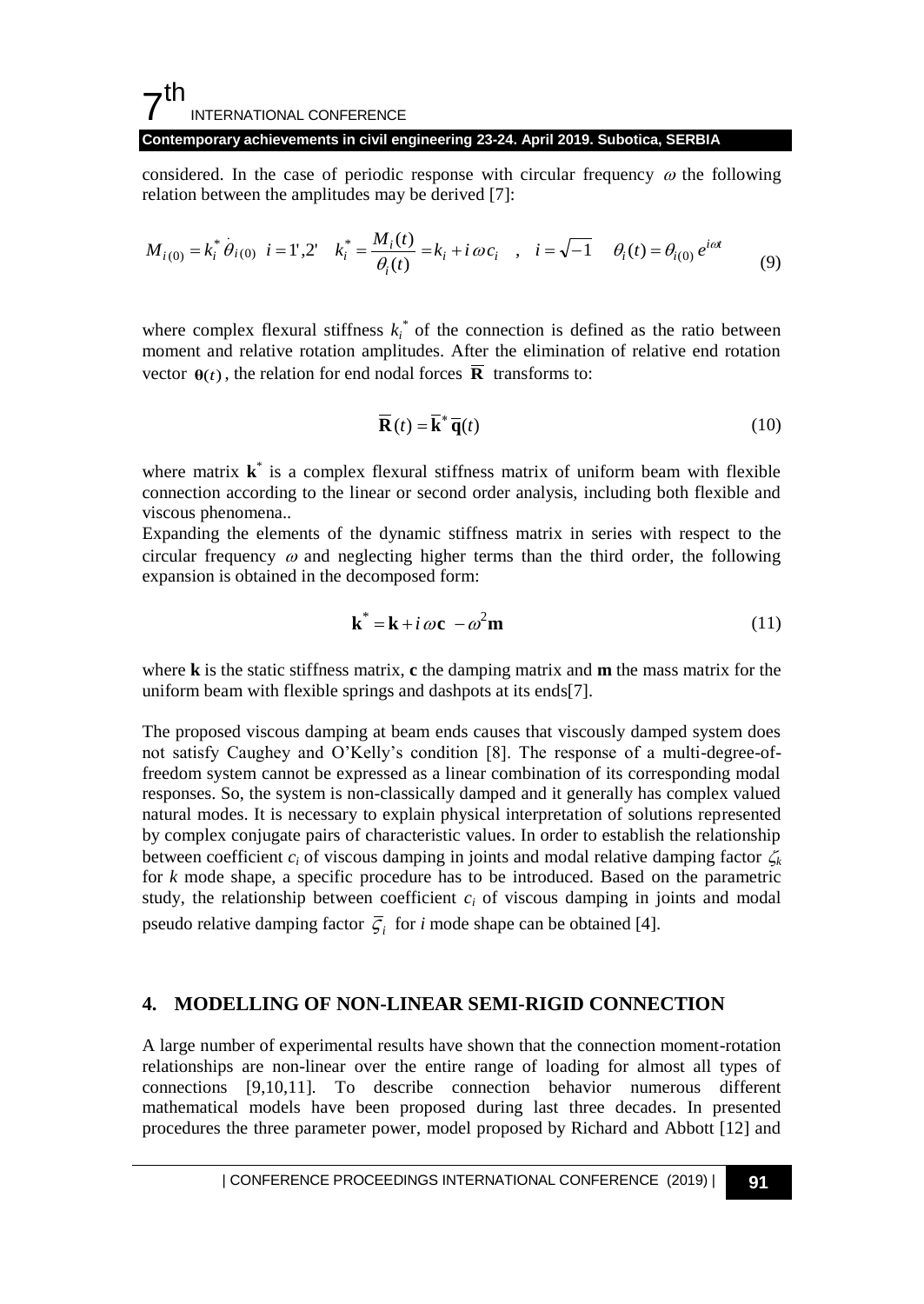considered. In the case of periodic response with circular frequency $\omega$ the following relation between the amplitudes may be derived [7]:

$$M_{i(0)} = k_i^* \dot{\theta}_{i(0)} \quad i = 1',2' \quad k_i^* = \frac{M_i(t)}{\theta_i(t)} = k_i + i\,\omega c_i \quad , \quad i = \sqrt{-1} \quad \theta_i(t) = \theta_{i(0)}\, e^{i\omega t} \tag{9}$$

where complex flexural stiffness $k_i^*$ of the connection is defined as the ratio between moment and relative rotation amplitudes. After the elimination of relative end rotation vector $\boldsymbol{\theta}(t)$, the relation for end nodal forces $\overline{\mathbf{R}}$ transforms to:

$$\overline{\mathbf{R}}(t) = \overline{\mathbf{k}}^* \overline{\mathbf{q}}(t) \tag{10}$$

where matrix $\mathbf{k}^*$ is a complex flexural stiffness matrix of uniform beam with flexible connection according to the linear or second order analysis, including both flexible and viscous phenomena..

Expanding the elements of the dynamic stiffness matrix in series with respect to the circular frequency $\omega$ and neglecting higher terms than the third order, the following expansion is obtained in the decomposed form:

$$\mathbf{k}^* = \mathbf{k} + i\,\omega\mathbf{c} - \omega^2\mathbf{m} \tag{11}$$

where $\mathbf{k}$ is the static stiffness matrix, $\mathbf{c}$ the damping matrix and $\mathbf{m}$ the mass matrix for the uniform beam with flexible springs and dashpots at its ends[7].

The proposed viscous damping at beam ends causes that viscously damped system does not satisfy Caughey and O'Kelly's condition [8]. The response of a multi-degree-of-freedom system cannot be expressed as a linear combination of its corresponding modal responses. So, the system is non-classically damped and it generally has complex valued natural modes. It is necessary to explain physical interpretation of solutions represented by complex conjugate pairs of characteristic values. In order to establish the relationship between coefficient $c_i$ of viscous damping in joints and modal relative damping factor $\zeta_k$ for $k$ mode shape, a specific procedure has to be introduced. Based on the parametric study, the relationship between coefficient $c_i$ of viscous damping in joints and modal pseudo relative damping factor $\bar{\zeta}_i$ for $i$ mode shape can be obtained [4].

## 4. MODELLING OF NON-LINEAR SEMI-RIGID CONNECTION

A large number of experimental results have shown that the connection moment-rotation relationships are non-linear over the entire range of loading for almost all types of connections [9,10,11]. To describe connection behavior numerous different mathematical models have been proposed during last three decades. In presented procedures the three parameter power, model proposed by Richard and Abbott [12] and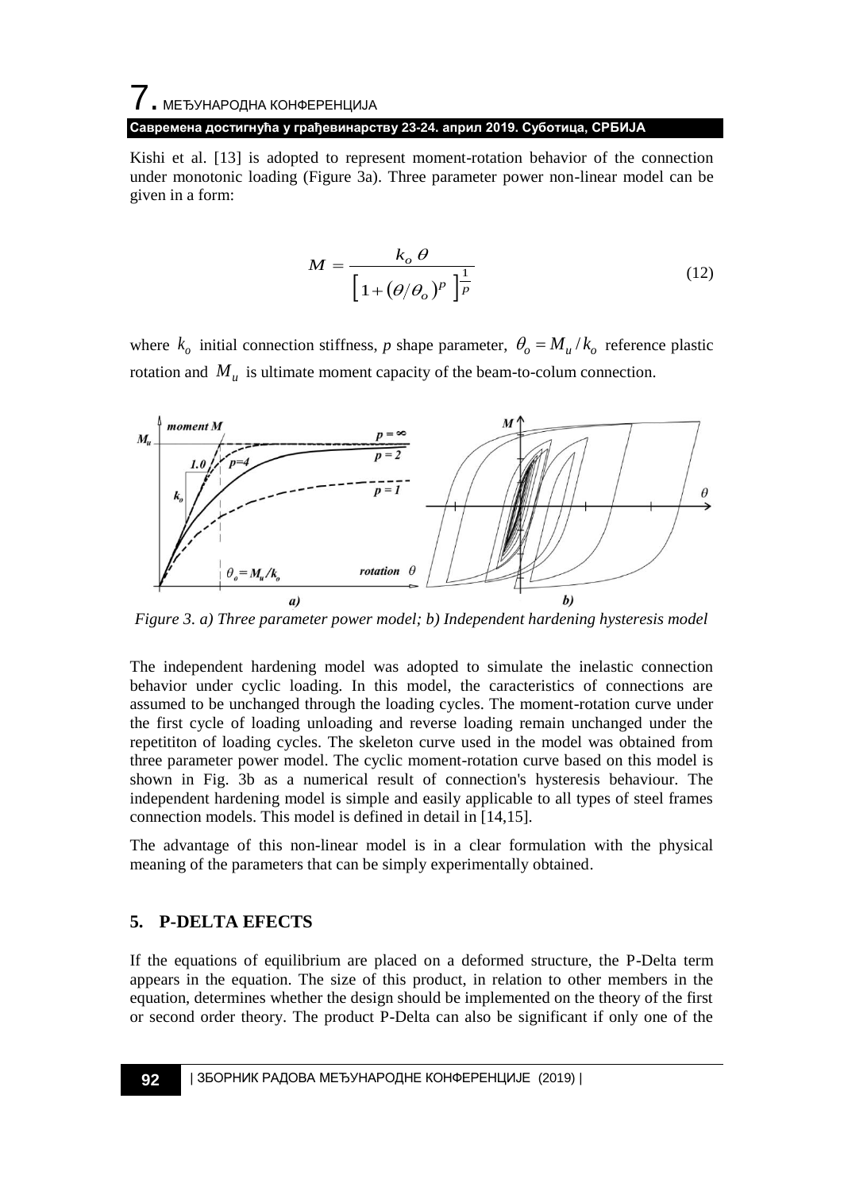Kishi et al. [13] is adopted to represent moment-rotation behavior of the connection under monotonic loading (Figure 3a). Three parameter power non-linear model can be given in a form:

$$M = \frac{k_o \, \theta}{\left[ 1 + (\theta / \theta_o)^p \right]^{\frac{1}{p}}} \tag{12}$$

where $k_o$ initial connection stiffness, *p* shape parameter, $\theta_o = M_u / k_o$ reference plastic rotation and $M_u$ is ultimate moment capacity of the beam-to-colum connection.

*Figure 3. a) Three parameter power model; b) Independent hardening hysteresis model*

The independent hardening model was adopted to simulate the inelastic connection behavior under cyclic loading. In this model, the caracteristics of connections are assumed to be unchanged through the loading cycles. The moment-rotation curve under the first cycle of loading unloading and reverse loading remain unchanged under the repetititon of loading cycles. The skeleton curve used in the model was obtained from three parameter power model. The cyclic moment-rotation curve based on this model is shown in Fig. 3b as a numerical result of connection's hysteresis behaviour. The independent hardening model is simple and easily applicable to all types of steel frames connection models. This model is defined in detail in [14,15].

The advantage of this non-linear model is in a clear formulation with the physical meaning of the parameters that can be simply experimentally obtained.

## 5. P-DELTA EFECTS

If the equations of equilibrium are placed on a deformed structure, the P-Delta term appears in the equation. The size of this product, in relation to other members in the equation, determines whether the design should be implemented on the theory of the first or second order theory. The product P-Delta can also be significant if only one of the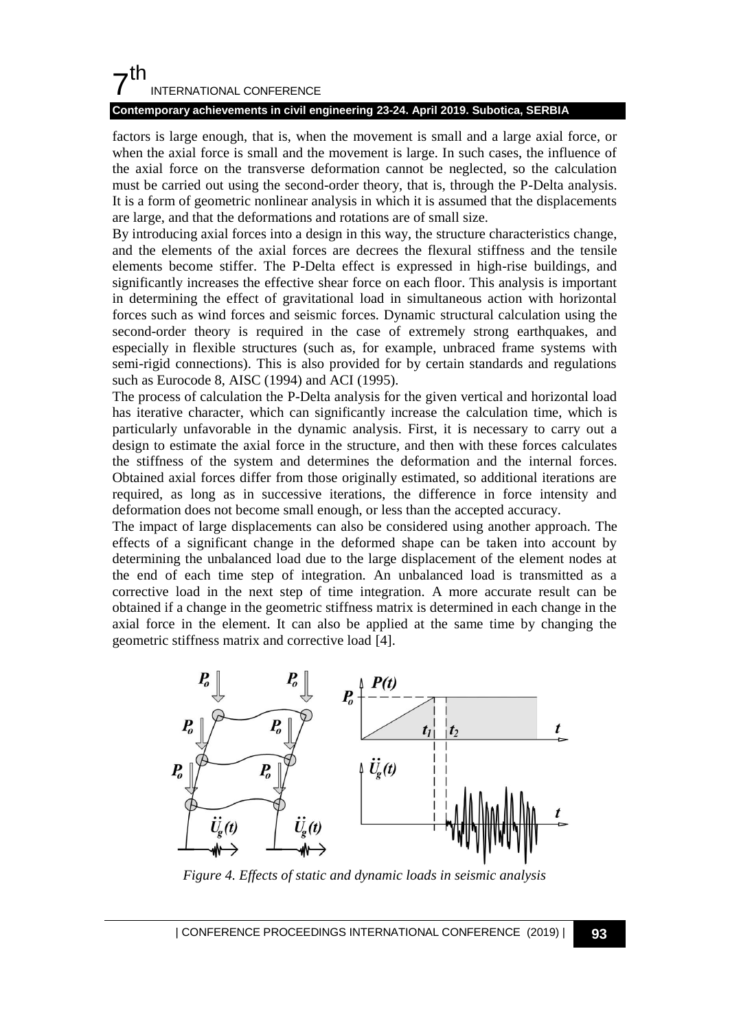factors is large enough, that is, when the movement is small and a large axial force, or when the axial force is small and the movement is large. In such cases, the influence of the axial force on the transverse deformation cannot be neglected, so the calculation must be carried out using the second-order theory, that is, through the P-Delta analysis. It is a form of geometric nonlinear analysis in which it is assumed that the displacements are large, and that the deformations and rotations are of small size.

By introducing axial forces into a design in this way, the structure characteristics change, and the elements of the axial forces are decrees the flexural stiffness and the tensile elements become stiffer. The P-Delta effect is expressed in high-rise buildings, and significantly increases the effective shear force on each floor. This analysis is important in determining the effect of gravitational load in simultaneous action with horizontal forces such as wind forces and seismic forces. Dynamic structural calculation using the second-order theory is required in the case of extremely strong earthquakes, and especially in flexible structures (such as, for example, unbraced frame systems with semi-rigid connections). This is also provided for by certain standards and regulations such as Eurocode 8, AISC (1994) and ACI (1995).

The process of calculation the P-Delta analysis for the given vertical and horizontal load has iterative character, which can significantly increase the calculation time, which is particularly unfavorable in the dynamic analysis. First, it is necessary to carry out a design to estimate the axial force in the structure, and then with these forces calculates the stiffness of the system and determines the deformation and the internal forces. Obtained axial forces differ from those originally estimated, so additional iterations are required, as long as in successive iterations, the difference in force intensity and deformation does not become small enough, or less than the accepted accuracy.

The impact of large displacements can also be considered using another approach. The effects of a significant change in the deformed shape can be taken into account by determining the unbalanced load due to the large displacement of the element nodes at the end of each time step of integration. An unbalanced load is transmitted as a corrective load in the next step of time integration. A more accurate result can be obtained if a change in the geometric stiffness matrix is determined in each change in the axial force in the element. It can also be applied at the same time by changing the geometric stiffness matrix and corrective load [4].

*Figure 4. Effects of static and dynamic loads in seismic analysis*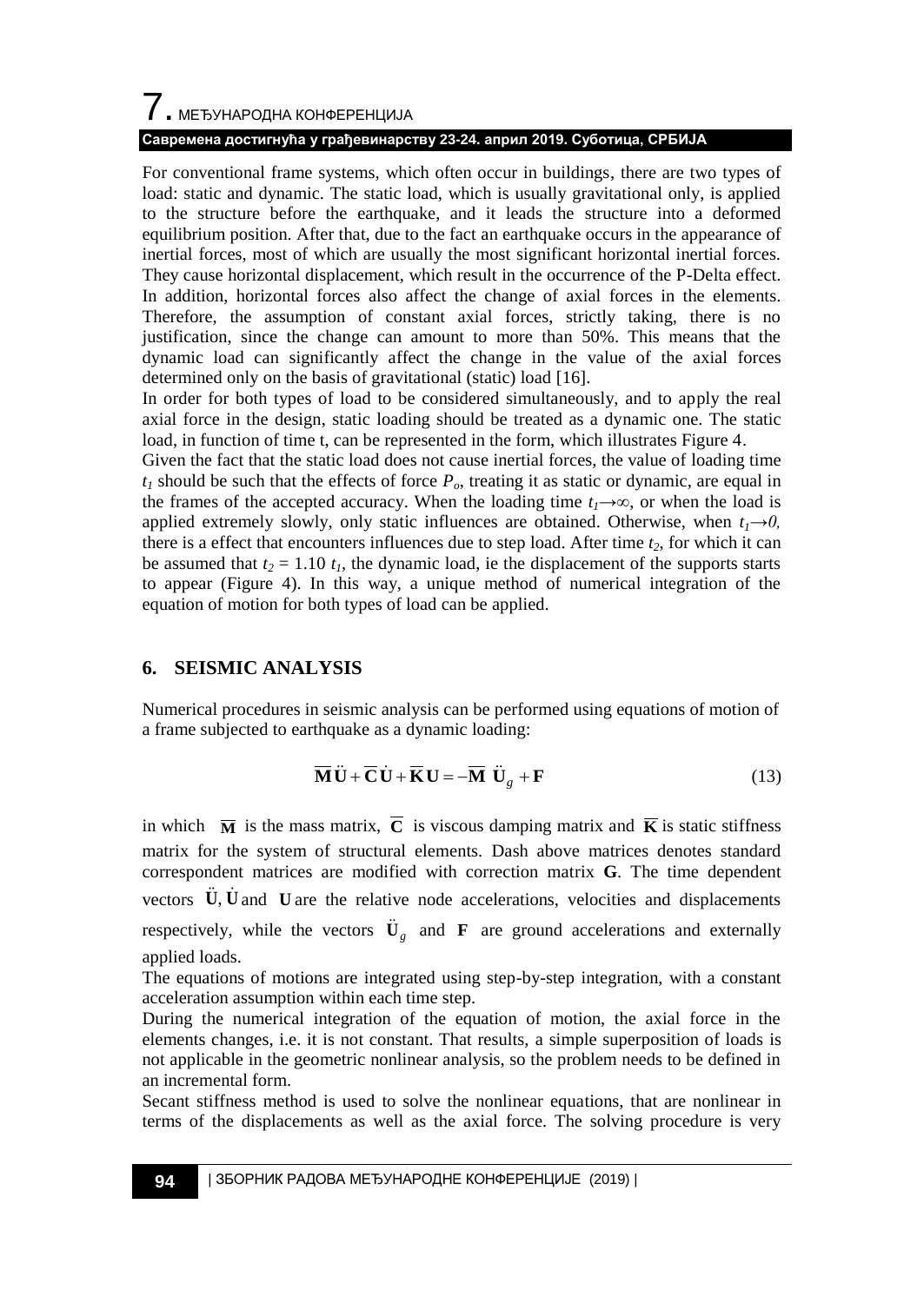For conventional frame systems, which often occur in buildings, there are two types of load: static and dynamic. The static load, which is usually gravitational only, is applied to the structure before the earthquake, and it leads the structure into a deformed equilibrium position. After that, due to the fact an earthquake occurs in the appearance of inertial forces, most of which are usually the most significant horizontal inertial forces. They cause horizontal displacement, which result in the occurrence of the P-Delta effect. In addition, horizontal forces also affect the change of axial forces in the elements. Therefore, the assumption of constant axial forces, strictly taking, there is no justification, since the change can amount to more than 50%. This means that the dynamic load can significantly affect the change in the value of the axial forces determined only on the basis of gravitational (static) load [16].

In order for both types of load to be considered simultaneously, and to apply the real axial force in the design, static loading should be treated as a dynamic one. The static load, in function of time t, can be represented in the form, which illustrates Figure 4.

Given the fact that the static load does not cause inertial forces, the value of loading time $t_1$ should be such that the effects of force $P_o$, treating it as static or dynamic, are equal in the frames of the accepted accuracy. When the loading time $t_1 \rightarrow \infty$, or when the load is applied extremely slowly, only static influences are obtained. Otherwise, when $t_1 \rightarrow 0$, there is a effect that encounters influences due to step load. After time $t_2$, for which it can be assumed that $t_2 = 1.10\ t_1$, the dynamic load, ie the displacement of the supports starts to appear (Figure 4). In this way, a unique method of numerical integration of the equation of motion for both types of load can be applied.

## 6. SEISMIC ANALYSIS

Numerical procedures in seismic analysis can be performed using equations of motion of a frame subjected to earthquake as a dynamic loading:

$$\overline{\mathbf{M}}\ddot{\mathbf{U}} + \overline{\mathbf{C}}\dot{\mathbf{U}} + \overline{\mathbf{K}}\mathbf{U} = -\overline{\mathbf{M}}\ \ddot{\mathbf{U}}_g + \mathbf{F} \tag{13}$$

in which $\overline{\mathbf{M}}$ is the mass matrix, $\overline{\mathbf{C}}$ is viscous damping matrix and $\overline{\mathbf{K}}$ is static stiffness matrix for the system of structural elements. Dash above matrices denotes standard correspondent matrices are modified with correction matrix **G**. The time dependent vectors $\ddot{\mathbf{U}}, \dot{\mathbf{U}}$ and $\mathbf{U}$ are the relative node accelerations, velocities and displacements respectively, while the vectors $\ddot{\mathbf{U}}_g$ and $\mathbf{F}$ are ground accelerations and externally applied loads.

The equations of motions are integrated using step-by-step integration, with a constant acceleration assumption within each time step.

During the numerical integration of the equation of motion, the axial force in the elements changes, i.e. it is not constant. That results, a simple superposition of loads is not applicable in the geometric nonlinear analysis, so the problem needs to be defined in an incremental form.

Secant stiffness method is used to solve the nonlinear equations, that are nonlinear in terms of the displacements as well as the axial force. The solving procedure is very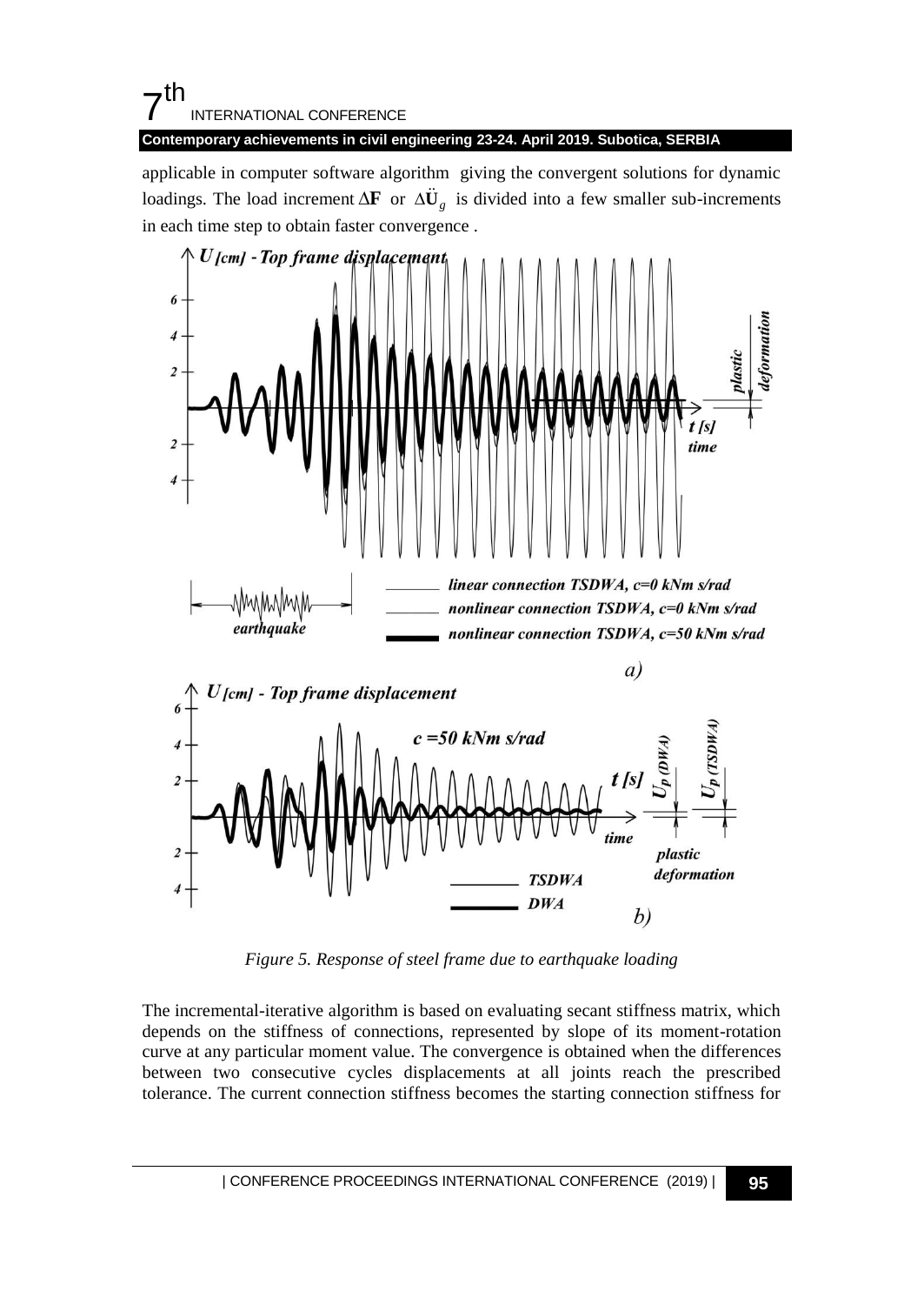applicable in computer software algorithm giving the convergent solutions for dynamic loadings. The load increment $\Delta\mathbf{F}$ or $\Delta\ddot{\mathbf{U}}_g$ is divided into a few smaller sub-increments in each time step to obtain faster convergence .

*Figure 5. Response of steel frame due to earthquake loading*

The incremental-iterative algorithm is based on evaluating secant stiffness matrix, which depends on the stiffness of connections, represented by slope of its moment-rotation curve at any particular moment value. The convergence is obtained when the differences between two consecutive cycles displacements at all joints reach the prescribed tolerance. The current connection stiffness becomes the starting connection stiffness for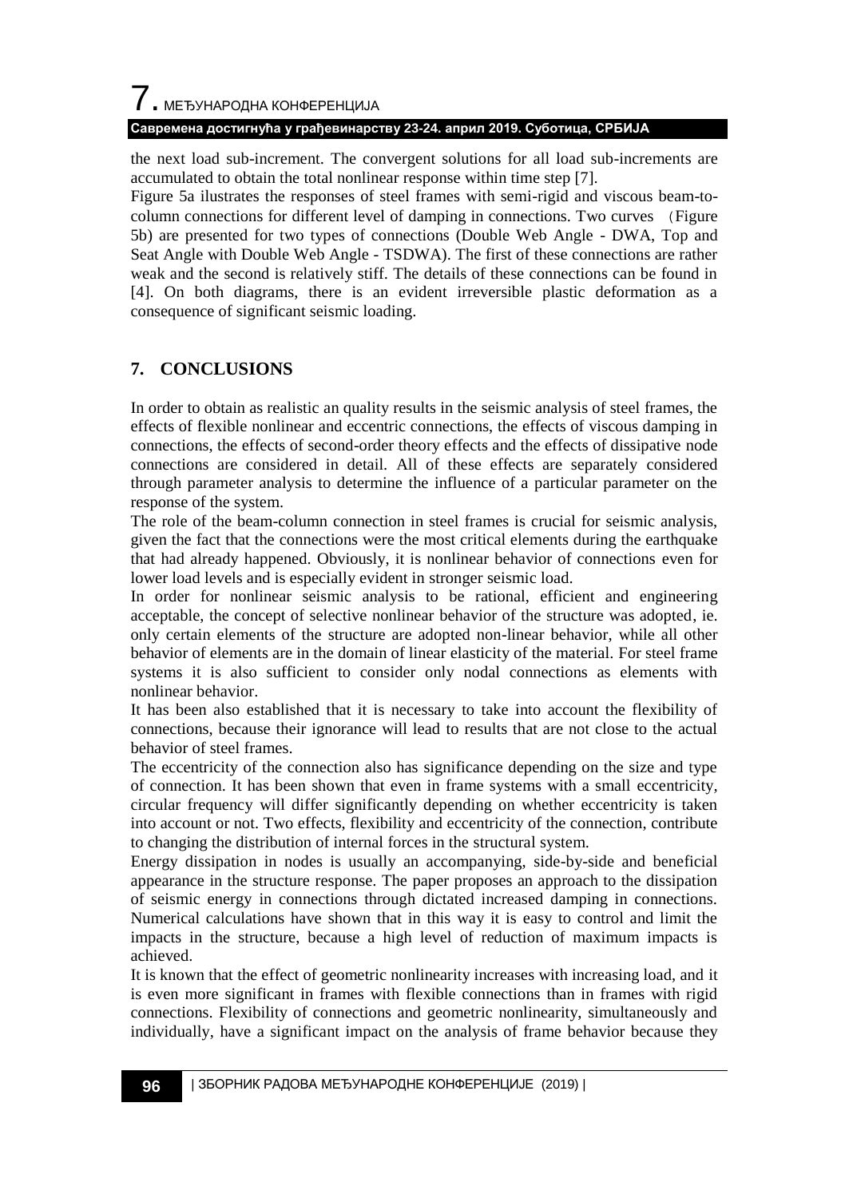the next load sub-increment. The convergent solutions for all load sub-increments are accumulated to obtain the total nonlinear response within time step [7].

Figure 5a ilustrates the responses of steel frames with semi-rigid and viscous beam-to-column connections for different level of damping in connections. Two curves (Figure 5b) are presented for two types of connections (Double Web Angle - DWA, Top and Seat Angle with Double Web Angle - TSDWA). The first of these connections are rather weak and the second is relatively stiff. The details of these connections can be found in [4]. On both diagrams, there is an evident irreversible plastic deformation as a consequence of significant seismic loading.

## 7. CONCLUSIONS

In order to obtain as realistic an quality results in the seismic analysis of steel frames, the effects of flexible nonlinear and eccentric connections, the effects of viscous damping in connections, the effects of second-order theory effects and the effects of dissipative node connections are considered in detail. All of these effects are separately considered through parameter analysis to determine the influence of a particular parameter on the response of the system.

The role of the beam-column connection in steel frames is crucial for seismic analysis, given the fact that the connections were the most critical elements during the earthquake that had already happened. Obviously, it is nonlinear behavior of connections even for lower load levels and is especially evident in stronger seismic load.

In order for nonlinear seismic analysis to be rational, efficient and engineering acceptable, the concept of selective nonlinear behavior of the structure was adopted, ie. only certain elements of the structure are adopted non-linear behavior, while all other behavior of elements are in the domain of linear elasticity of the material. For steel frame systems it is also sufficient to consider only nodal connections as elements with nonlinear behavior.

It has been also established that it is necessary to take into account the flexibility of connections, because their ignorance will lead to results that are not close to the actual behavior of steel frames.

The eccentricity of the connection also has significance depending on the size and type of connection. It has been shown that even in frame systems with a small eccentricity, circular frequency will differ significantly depending on whether eccentricity is taken into account or not. Two effects, flexibility and eccentricity of the connection, contribute to changing the distribution of internal forces in the structural system.

Energy dissipation in nodes is usually an accompanying, side-by-side and beneficial appearance in the structure response. The paper proposes an approach to the dissipation of seismic energy in connections through dictated increased damping in connections. Numerical calculations have shown that in this way it is easy to control and limit the impacts in the structure, because a high level of reduction of maximum impacts is achieved.

It is known that the effect of geometric nonlinearity increases with increasing load, and it is even more significant in frames with flexible connections than in frames with rigid connections. Flexibility of connections and geometric nonlinearity, simultaneously and individually, have a significant impact on the analysis of frame behavior because they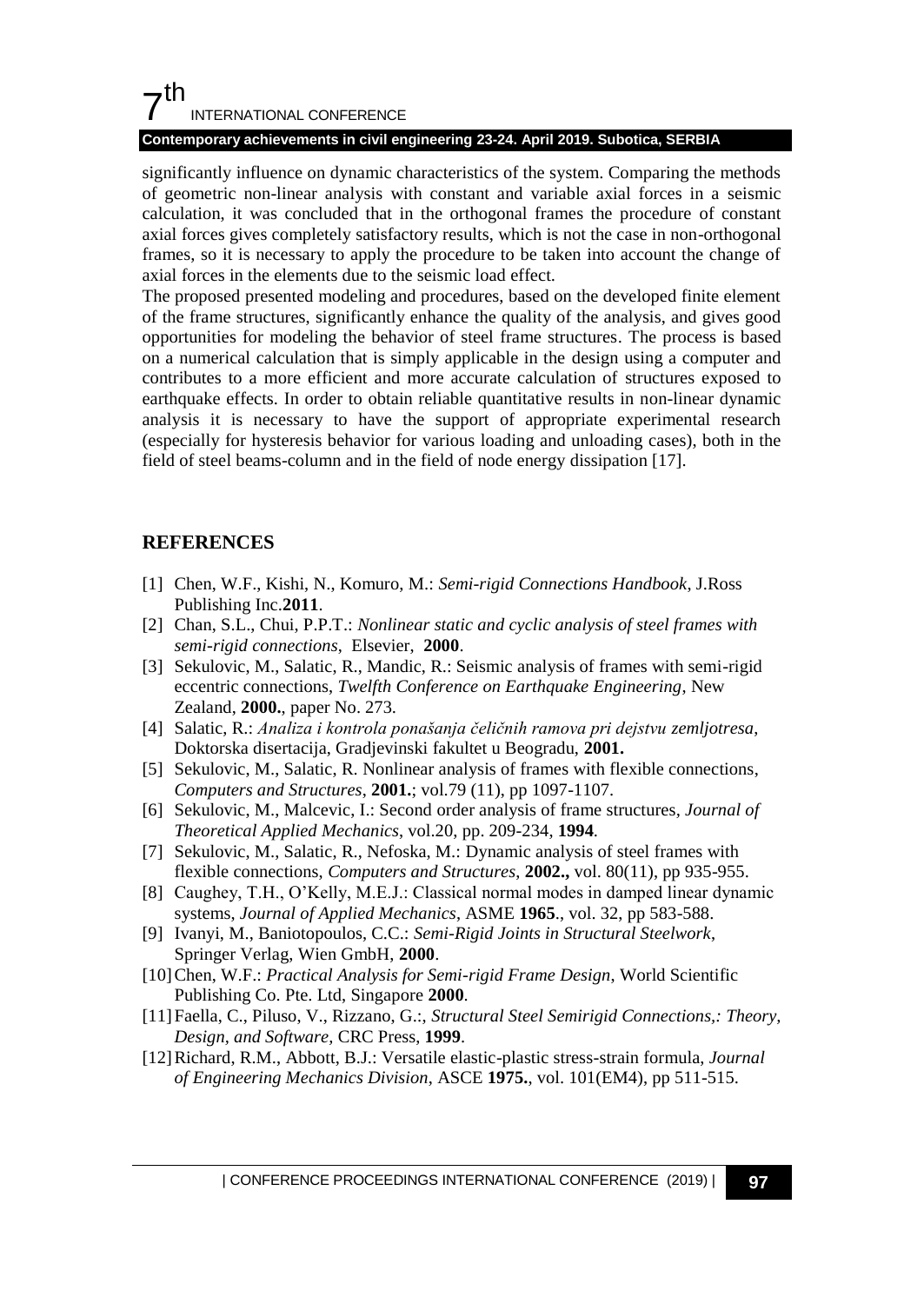significantly influence on dynamic characteristics of the system. Comparing the methods of geometric non-linear analysis with constant and variable axial forces in a seismic calculation, it was concluded that in the orthogonal frames the procedure of constant axial forces gives completely satisfactory results, which is not the case in non-orthogonal frames, so it is necessary to apply the procedure to be taken into account the change of axial forces in the elements due to the seismic load effect.

The proposed presented modeling and procedures, based on the developed finite element of the frame structures, significantly enhance the quality of the analysis, and gives good opportunities for modeling the behavior of steel frame structures. The process is based on a numerical calculation that is simply applicable in the design using a computer and contributes to a more efficient and more accurate calculation of structures exposed to earthquake effects. In order to obtain reliable quantitative results in non-linear dynamic analysis it is necessary to have the support of appropriate experimental research (especially for hysteresis behavior for various loading and unloading cases), both in the field of steel beams-column and in the field of node energy dissipation [17].

## REFERENCES

[1] Chen, W.F., Kishi, N., Komuro, M.: *Semi-rigid Connections Handbook*, J.Ross Publishing Inc.**2011**.

[2] Chan, S.L., Chui, P.P.T.: *Nonlinear static and cyclic analysis of steel frames with semi-rigid connections*, Elsevier, **2000**.

[3] Sekulovic, M., Salatic, R., Mandic, R.: Seismic analysis of frames with semi-rigid eccentric connections, *Twelfth Conference on Earthquake Engineering*, New Zealand, **2000.**, paper No. 273.

[4] Salatic, R.: *Analiza i kontrola ponašanja čeličnih ramova pri dejstvu zemljotresa*, Doktorska disertacija, Gradjevinski fakultet u Beogradu, **2001.**

[5] Sekulovic, M., Salatic, R. Nonlinear analysis of frames with flexible connections, *Computers and Structures*, **2001.**; vol.79 (11), pp 1097-1107.

[6] Sekulovic, M., Malcevic, I.: Second order analysis of frame structures, *Journal of Theoretical Applied Mechanics*, vol.20, pp. 209-234, **1994**.

[7] Sekulovic, M., Salatic, R., Nefoska, M.: Dynamic analysis of steel frames with flexible connections, *Computers and Structures*, **2002.,** vol. 80(11), pp 935-955.

[8] Caughey, T.H., O'Kelly, M.E.J.: Classical normal modes in damped linear dynamic systems, *Journal of Applied Mechanics*, ASME **1965**., vol. 32, pp 583-588.

[9] Ivanyi, M., Baniotopoulos, C.C.: *Semi-Rigid Joints in Structural Steelwork*, Springer Verlag, Wien GmbH, **2000**.

[10] Chen, W.F.: *Practical Analysis for Semi-rigid Frame Design*, World Scientific Publishing Co. Pte. Ltd, Singapore **2000**.

[11] Faella, C., Piluso, V., Rizzano, G.:, *Structural Steel Semirigid Connections,: Theory, Design, and Software,* CRC Press, **1999**.

[12] Richard, R.M., Abbott, B.J.: Versatile elastic-plastic stress-strain formula, *Journal of Engineering Mechanics Division*, ASCE **1975.**, vol. 101(EM4), pp 511-515.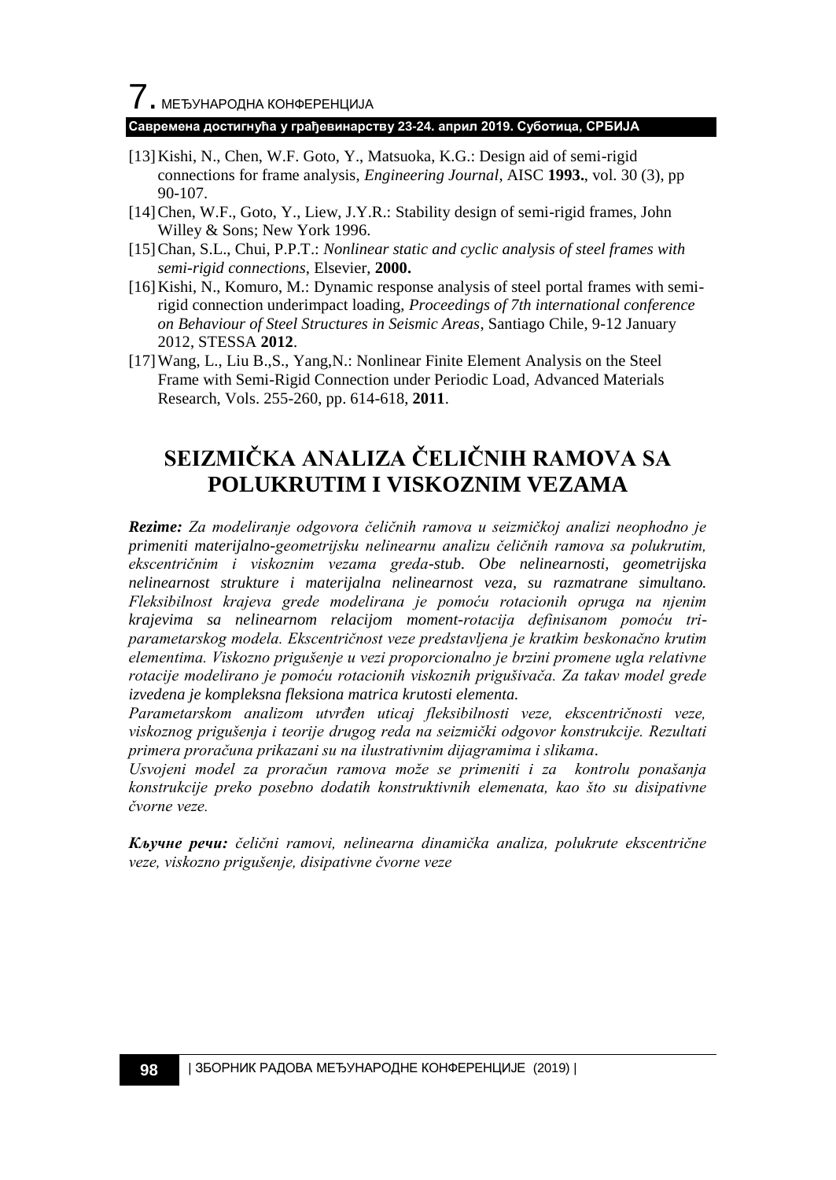[13] Kishi, N., Chen, W.F. Goto, Y., Matsuoka, K.G.: Design aid of semi-rigid connections for frame analysis, *Engineering Journal*, AISC **1993.**, vol. 30 (3), pp 90-107.

[14] Chen, W.F., Goto, Y., Liew, J.Y.R.: Stability design of semi-rigid frames, John Willey & Sons; New York 1996.

[15] Chan, S.L., Chui, P.P.T.: *Nonlinear static and cyclic analysis of steel frames with semi-rigid connections*, Elsevier, **2000.**

[16] Kishi, N., Komuro, M.: Dynamic response analysis of steel portal frames with semi-rigid connection underimpact loading, *Proceedings of 7th international conference on Behaviour of Steel Structures in Seismic Areas*, Santiago Chile, 9-12 January 2012, STESSA **2012**.

[17] Wang, L., Liu B.,S., Yang,N.: Nonlinear Finite Element Analysis on the Steel Frame with Semi-Rigid Connection under Periodic Load, Advanced Materials Research, Vols. 255-260, pp. 614-618, **2011**.

# SEIZMIČKA ANALIZA ČELIČNIH RAMOVA SA POLUKRUTIM I VISKOZNIM VEZAMA

***Rezime:*** *Za modeliranje odgovora čeličnih ramova u seizmičkoj analizi neophodno je primeniti materijalno-geometrijsku nelinearnu analizu čeličnih ramova sa polukrutim, ekscentričnim i viskoznim vezama greda-stub. Obe nelinearnosti, geometrijska nelinearnost strukture i materijalna nelinearnost veza, su razmatrane simultano. Fleksibilnost krajeva grede modelirana je pomoću rotacionih opruga na njenim krajevima sa nelinearnom relacijom moment-rotacija definisanom pomoću tri-parametarskog modela. Ekscentričnost veze predstavljena je kratkim beskonačno krutim elementima. Viskozno prigušenje u vezi proporcionalno je brzini promene ugla relativne rotacije modelirano je pomoću rotacionih viskoznih prigušivača. Za takav model grede izvedena je kompleksna fleksiona matrica krutosti elementa.*

*Parametarskom analizom utvrđen uticaj fleksibilnosti veze, ekscentričnosti veze, viskoznog prigušenja i teorije drugog reda na seizmički odgovor konstrukcije. Rezultati primera proračuna prikazani su na ilustrativnim dijagramima i slikama.*

*Usvojeni model za proračun ramova može se primeniti i za kontrolu ponašanja konstrukcije preko posebno dodatih konstruktivnih elemenata, kao što su disipativne čvorne veze.*

***Кључне речи:*** *čelični ramovi, nelinearna dinamička analiza, polukrute ekscentrične veze, viskozno prigušenje, disipativne čvorne veze*